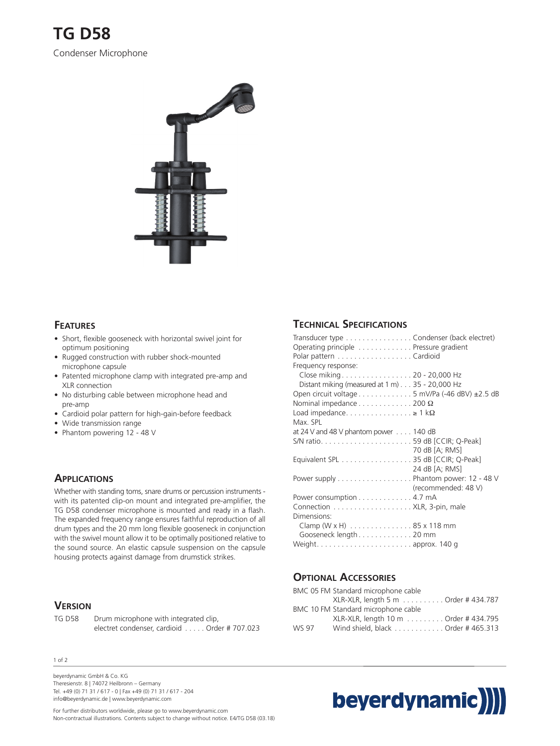# TG D58

Condenser Microphone

## Features

- Short, flexible gooseneck with horizontal swivel joint for optimum positioning
- Rugged construction with rubber shock-mounted microphone capsule
- Patented microphone clamp with integrated pre-amp and XLR connection
- No disturbing cable between microphone head and pre-amp
- Cardioid polar pattern for high-gain-before feedback
- Wide transmission range
- Phantom powering 12 - 48 V

## Applications

Whether with standing toms, snare drums or percussion instruments - with its patented clip-on mount and integrated pre-amplifier, the TG D58 condenser microphone is mounted and ready in a flash. The expanded frequency range ensures faithful reproduction of all drum types and the 20 mm long flexible gooseneck in conjunction with the swivel mount allow it to be optimally positioned relative to the sound source. An elastic capsule suspension on the capsule housing protects against damage from drumstick strikes.

## Version

| | | |
|---|---|---|
| TG D58 | Drum microphone with integrated clip, electret condenser, cardioid | Order # 707.023 |

## Technical Specifications

| | |
|---|---|
| Transducer type | Condenser (back electret) |
| Operating principle | Pressure gradient |
| Polar pattern | Cardioid |
| Frequency response: | |
| Close miking | 20 - 20,000 Hz |
| Distant miking (measured at 1 m) | 35 - 20,000 Hz |
| Open circuit voltage | 5 mV/Pa (-46 dBV) ±2.5 dB |
| Nominal impedance | 200 Ω |
| Load impedance | ≥ 1 kΩ |
| Max. SPL | |
| at 24 V and 48 V phantom power | 140 dB |
| S/N ratio | 59 dB [CCIR; Q-Peak] |
| | 70 dB [A; RMS] |
| Equivalent SPL | 35 dB [CCIR; Q-Peak] |
| | 24 dB [A; RMS] |
| Power supply | Phantom power: 12 - 48 V (recommended: 48 V) |
| Power consumption | 4.7 mA |
| Connection | XLR, 3-pin, male |
| Dimensions: | |
| Clamp (W x H) | 85 x 118 mm |
| Gooseneck length | 20 mm |
| Weight | approx. 140 g |

## Optional Accessories

| | | |
|---|---|---|
| BMC 05 FM | Standard microphone cable XLR-XLR, length 5 m | Order # 434.787 |
| BMC 10 FM | Standard microphone cable XLR-XLR, length 10 m | Order # 434.795 |
| WS 97 | Wind shield, black | Order # 465.313 |

beyerdynamic GmbH & Co. KG
Theresienstr. 8 | 74072 Heilbronn – Germany
Tel. +49 (0) 71 31 / 617 - 0 | Fax +49 (0) 71 31 / 617 - 204
info@beyerdynamic.de | www.beyerdynamic.com

For further distributors worldwide, please go to www.beyerdynamic.com
Non-contractual illustrations. Contents subject to change without notice. E4/TG D58 (03.18)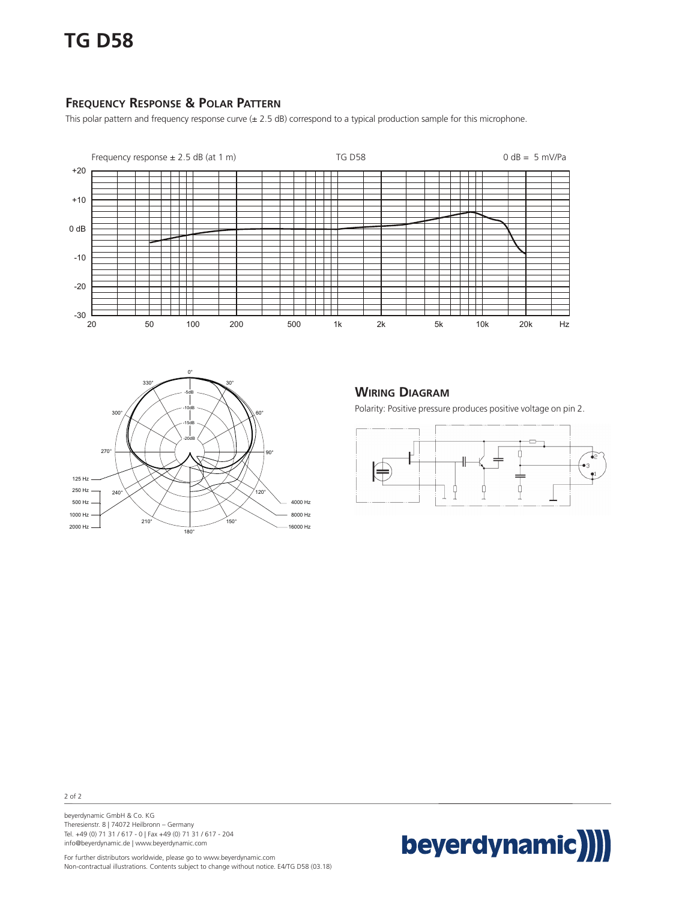# TG D58

## Frequency Response & Polar Pattern

This polar pattern and frequency response curve (± 2.5 dB) correspond to a typical production sample for this microphone.

Frequency response ± 2.5 dB (at 1 m)

TG D58

0 dB = 5 mV/Pa

+20
+10
0 dB
-10
-20
-30

20 50 100 200 500 1k 2k 5k 10k 20k Hz

0°
330°
30°
300°
60°
270°
90°
240°
120°
210°
150°
180°
-5dB
-10dB
-15dB
-20dB

125 Hz
250 Hz
500 Hz
1000 Hz
2000 Hz

4000 Hz
8000 Hz
16000 Hz

## Wiring Diagram

Polarity: Positive pressure produces positive voltage on pin 2.

2
3
1

beyerdynamic GmbH & Co. KG
Theresienstr. 8 | 74072 Heilbronn – Germany
Tel. +49 (0) 71 31 / 617 - 0 | Fax +49 (0) 71 31 / 617 - 204
info@beyerdynamic.de | www.beyerdynamic.com

For further distributors worldwide, please go to www.beyerdynamic.com
Non-contractual illustrations. Contents subject to change without notice. E4/TG D58 (03.18)

beyerdynamic